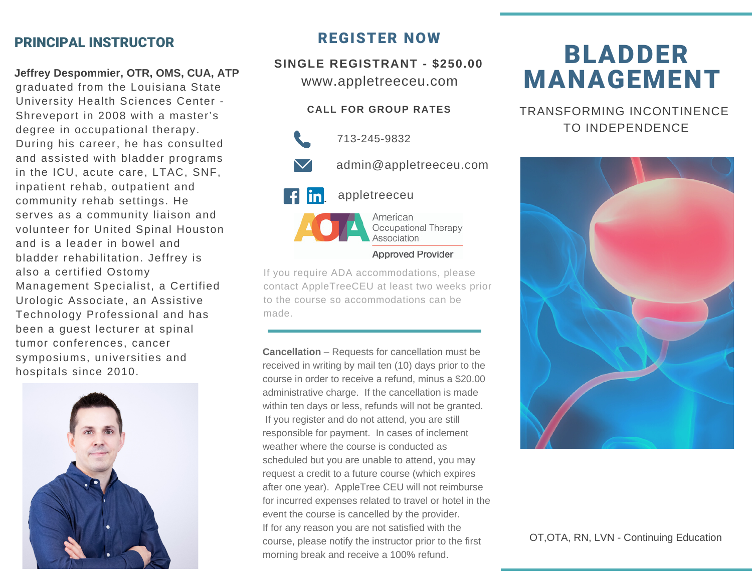## PRINCIPAL INSTRUCTOR

**Jeffrey Despommier, OTR, OMS, CUA, ATP** graduated from the Louisiana State University Health Sciences Center - Shreveport in 2008 with a master's degree in occupational therapy. During his career, he has consulted and assisted with bladder programs in the ICU, acute care, LTAC, SNF, inpatient rehab, outpatient and community rehab settings. He serves as a community liaison and volunteer for United Spinal Houston and is a leader in bowel and bladder rehabilitation. Jeffrey is also a certified Ostomy Management Specialist, a Certified Urologic Associate, an Assistive Technology Professional and has been a guest lecturer at spinal tumor conferences, cancer symposiums, universities and hospitals since 2010.

## REGISTER NOW

**SINGLE REGISTRANT - $250.00**

www.appletreeceu.com

**CALL FOR GROUP RATES**

713-245-9832

admin@appletreeceu.com

appletreeceu

American Occupational Therapy Association

Approved Provider

If you require ADA accommodations, please contact AppleTreeCEU at least two weeks prior to the course so accommodations can be made.

**Cancellation** – Requests for cancellation must be received in writing by mail ten (10) days prior to the course in order to receive a refund, minus a $20.00 administrative charge. If the cancellation is made within ten days or less, refunds will not be granted. If you register and do not attend, you are still responsible for payment. In cases of inclement weather where the course is conducted as scheduled but you are unable to attend, you may request a credit to a future course (which expires after one year). AppleTree CEU will not reimburse for incurred expenses related to travel or hotel in the event the course is cancelled by the provider. If for any reason you are not satisfied with the course, please notify the instructor prior to the first morning break and receive a 100% refund.

# BLADDER MANAGEMENT

TRANSFORMING INCONTINENCE TO INDEPENDENCE

OT,OTA, RN, LVN - Continuing Education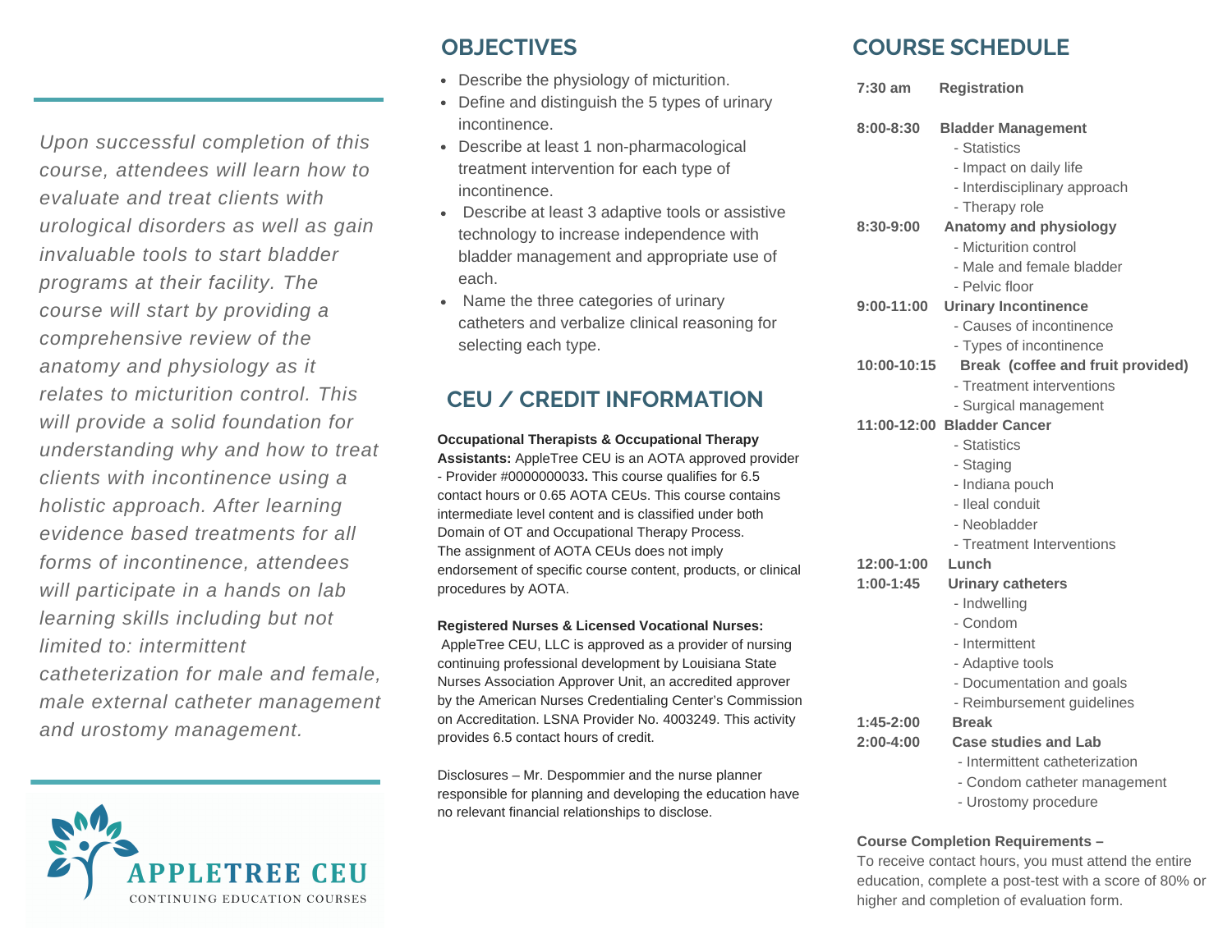*Upon successful completion of this course, attendees will learn how to evaluate and treat clients with urological disorders as well as gain invaluable tools to start bladder programs at their facility. The course will start by providing a comprehensive review of the anatomy and physiology as it relates to micturition control. This will provide a solid foundation for understanding why and how to treat clients with incontinence using a holistic approach. After learning evidence based treatments for all forms of incontinence, attendees will participate in a hands on lab learning skills including but not limited to: intermittent catheterization for male and female, male external catheter management and urostomy management.*

APPLETREE CEU
CONTINUING EDUCATION COURSES

## OBJECTIVES

- Describe the physiology of micturition.
- Define and distinguish the 5 types of urinary incontinence.
- Describe at least 1 non-pharmacological treatment intervention for each type of incontinence.
- Describe at least 3 adaptive tools or assistive technology to increase independence with bladder management and appropriate use of each.
- Name the three categories of urinary catheters and verbalize clinical reasoning for selecting each type.

## CEU / CREDIT INFORMATION

**Occupational Therapists & Occupational Therapy Assistants:** AppleTree CEU is an AOTA approved provider - Provider #0000000033**.** This course qualifies for 6.5 contact hours or 0.65 AOTA CEUs. This course contains intermediate level content and is classified under both Domain of OT and Occupational Therapy Process. The assignment of AOTA CEUs does not imply endorsement of specific course content, products, or clinical procedures by AOTA.

**Registered Nurses & Licensed Vocational Nurses:** AppleTree CEU, LLC is approved as a provider of nursing continuing professional development by Louisiana State Nurses Association Approver Unit, an accredited approver by the American Nurses Credentialing Center's Commission on Accreditation. LSNA Provider No. 4003249. This activity provides 6.5 contact hours of credit.

Disclosures – Mr. Despommier and the nurse planner responsible for planning and developing the education have no relevant financial relationships to disclose.

## COURSE SCHEDULE

**7:30 am** **Registration**

**8:00-8:30** **Bladder Management**
- Statistics
- Impact on daily life
- Interdisciplinary approach
- Therapy role

**8:30-9:00** **Anatomy and physiology**
- Micturition control
- Male and female bladder
- Pelvic floor

**9:00-11:00** **Urinary Incontinence**
- Causes of incontinence
- Types of incontinence

**10:00-10:15** **Break (coffee and fruit provided)**
- Treatment interventions
- Surgical management

**11:00-12:00** **Bladder Cancer**
- Statistics
- Staging
- Indiana pouch
- Ileal conduit
- Neobladder
- Treatment Interventions

**12:00-1:00** **Lunch**

**1:00-1:45** **Urinary catheters**
- Indwelling
- Condom
- Intermittent
- Adaptive tools
- Documentation and goals
- Reimbursement guidelines

**1:45-2:00** **Break**

**2:00-4:00** **Case studies and Lab**
- Intermittent catheterization
- Condom catheter management
- Urostomy procedure

**Course Completion Requirements –**
To receive contact hours, you must attend the entire education, complete a post-test with a score of 80% or higher and completion of evaluation form.